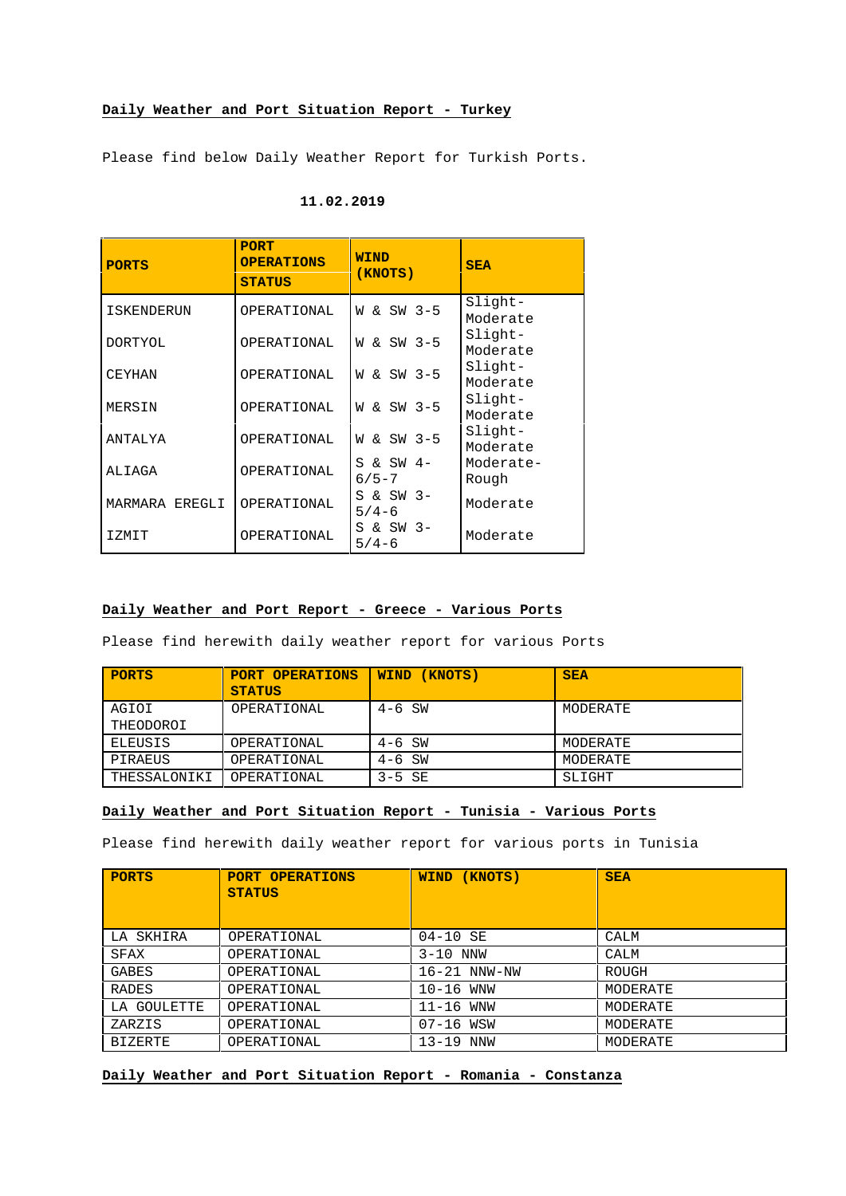**Daily Weather and Port Situation Report - Turkey**

Please find below Daily Weather Report for Turkish Ports.

**11.02.2019**

| **PORTS** | **PORT OPERATIONS STATUS** | **WIND (KNOTS)** | **SEA** |
|---|---|---|---|
| ISKENDERUN | OPERATIONAL | W & SW 3-5 | Slight-Moderate |
| DORTYOL | OPERATIONAL | W & SW 3-5 | Slight-Moderate |
| CEYHAN | OPERATIONAL | W & SW 3-5 | Slight-Moderate |
| MERSIN | OPERATIONAL | W & SW 3-5 | Slight-Moderate |
| ANTALYA | OPERATIONAL | W & SW 3-5 | Slight-Moderate |
| ALIAGA | OPERATIONAL | S & SW 4-6/5-7 | Moderate-Rough |
| MARMARA EREGLI | OPERATIONAL | S & SW 3-5/4-6 | Moderate |
| IZMIT | OPERATIONAL | S & SW 3-5/4-6 | Moderate |

**Daily Weather and Port Report - Greece - Various Ports**

Please find herewith daily weather report for various Ports

| **PORTS** | **PORT OPERATIONS STATUS** | **WIND (KNOTS)** | **SEA** |
|---|---|---|---|
| AGIOI THEODOROI | OPERATIONAL | 4-6 SW | MODERATE |
| ELEUSIS | OPERATIONAL | 4-6 SW | MODERATE |
| PIRAEUS | OPERATIONAL | 4-6 SW | MODERATE |
| THESSALONIKI | OPERATIONAL | 3-5 SE | SLIGHT |

**Daily Weather and Port Situation Report - Tunisia - Various Ports**

Please find herewith daily weather report for various ports in Tunisia

| **PORTS** | **PORT OPERATIONS STATUS** | **WIND (KNOTS)** | **SEA** |
|---|---|---|---|
| LA SKHIRA | OPERATIONAL | 04-10 SE | CALM |
| SFAX | OPERATIONAL | 3-10 NNW | CALM |
| GABES | OPERATIONAL | 16-21 NNW-NW | ROUGH |
| RADES | OPERATIONAL | 10-16 WNW | MODERATE |
| LA GOULETTE | OPERATIONAL | 11-16 WNW | MODERATE |
| ZARZIS | OPERATIONAL | 07-16 WSW | MODERATE |
| BIZERTE | OPERATIONAL | 13-19 NNW | MODERATE |

**Daily Weather and Port Situation Report - Romania - Constanza**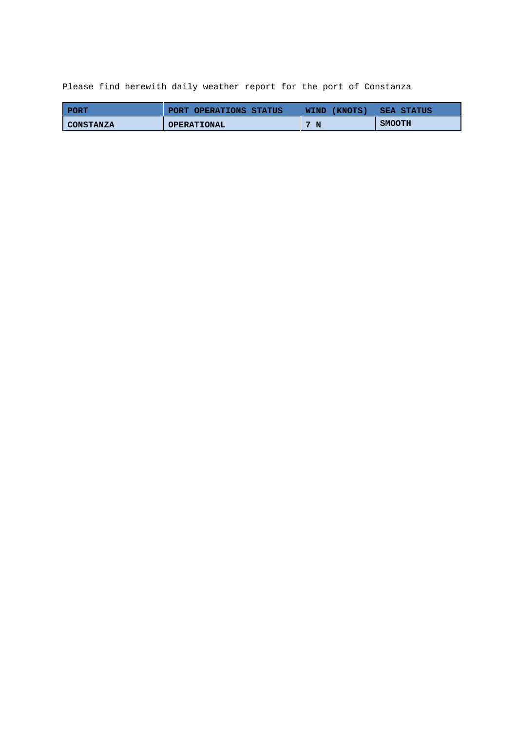Please find herewith daily weather report for the port of Constanza

| PORT | PORT OPERATIONS STATUS | WIND (KNOTS) | SEA STATUS |
|---|---|---|---|
| CONSTANZA | OPERATIONAL | 7 N | SMOOTH |